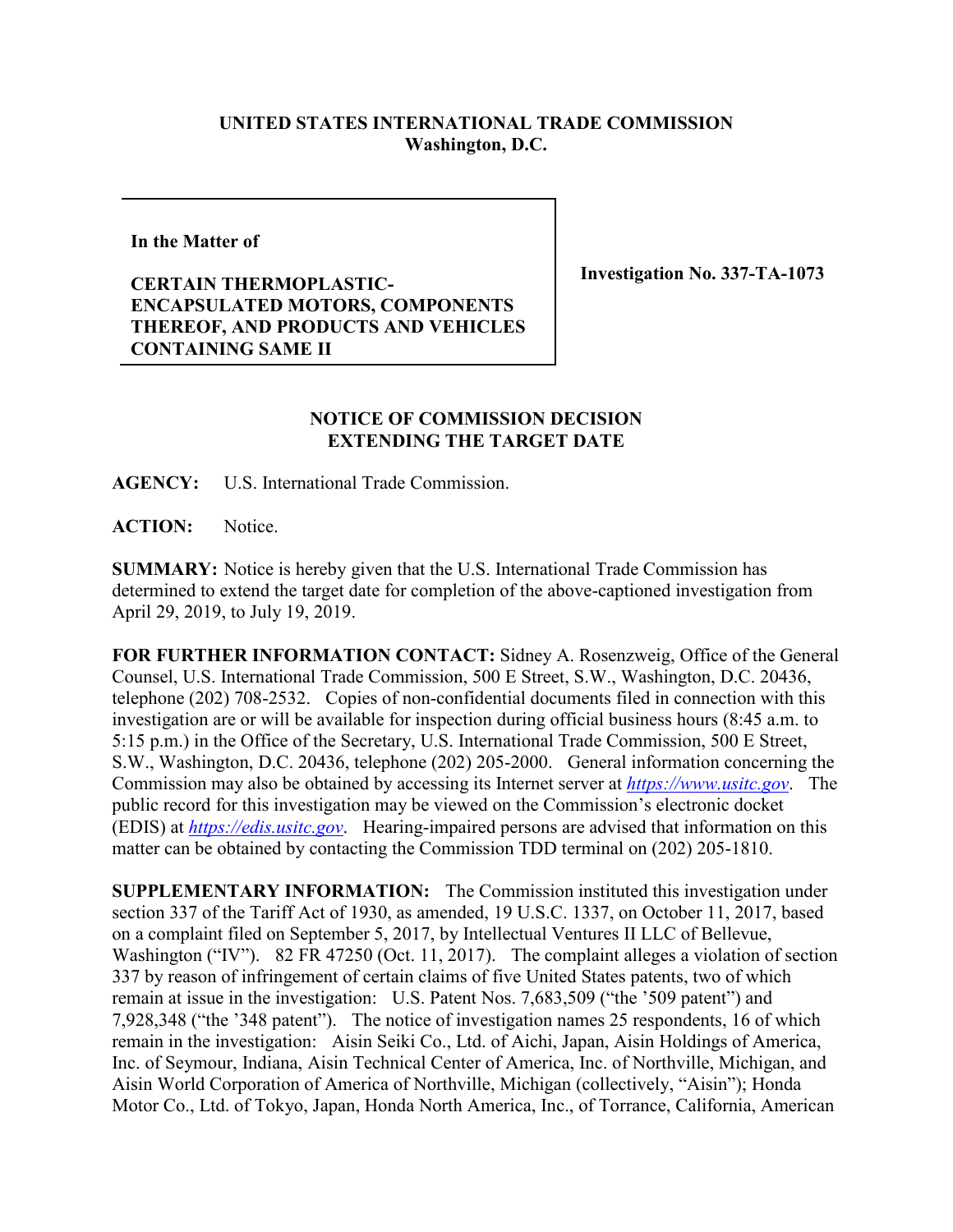**UNITED STATES INTERNATIONAL TRADE COMMISSION**
**Washington, D.C.**

| **In the Matter of** **CERTAIN THERMOPLASTIC-ENCAPSULATED MOTORS, COMPONENTS THEREOF, AND PRODUCTS AND VEHICLES CONTAINING SAME II** | **Investigation No. 337-TA-1073** |
|---|---|

## NOTICE OF COMMISSION DECISION EXTENDING THE TARGET DATE

**AGENCY:** U.S. International Trade Commission.

**ACTION:** Notice.

**SUMMARY:** Notice is hereby given that the U.S. International Trade Commission has determined to extend the target date for completion of the above-captioned investigation from April 29, 2019, to July 19, 2019.

**FOR FURTHER INFORMATION CONTACT:** Sidney A. Rosenzweig, Office of the General Counsel, U.S. International Trade Commission, 500 E Street, S.W., Washington, D.C. 20436, telephone (202) 708-2532. Copies of non-confidential documents filed in connection with this investigation are or will be available for inspection during official business hours (8:45 a.m. to 5:15 p.m.) in the Office of the Secretary, U.S. International Trade Commission, 500 E Street, S.W., Washington, D.C. 20436, telephone (202) 205-2000. General information concerning the Commission may also be obtained by accessing its Internet server at *https://www.usitc.gov*. The public record for this investigation may be viewed on the Commission's electronic docket (EDIS) at *https://edis.usitc.gov*. Hearing-impaired persons are advised that information on this matter can be obtained by contacting the Commission TDD terminal on (202) 205-1810.

**SUPPLEMENTARY INFORMATION:** The Commission instituted this investigation under section 337 of the Tariff Act of 1930, as amended, 19 U.S.C. 1337, on October 11, 2017, based on a complaint filed on September 5, 2017, by Intellectual Ventures II LLC of Bellevue, Washington ("IV"). 82 FR 47250 (Oct. 11, 2017). The complaint alleges a violation of section 337 by reason of infringement of certain claims of five United States patents, two of which remain at issue in the investigation: U.S. Patent Nos. 7,683,509 ("the '509 patent") and 7,928,348 ("the '348 patent"). The notice of investigation names 25 respondents, 16 of which remain in the investigation: Aisin Seiki Co., Ltd. of Aichi, Japan, Aisin Holdings of America, Inc. of Seymour, Indiana, Aisin Technical Center of America, Inc. of Northville, Michigan, and Aisin World Corporation of America of Northville, Michigan (collectively, "Aisin"); Honda Motor Co., Ltd. of Tokyo, Japan, Honda North America, Inc., of Torrance, California, American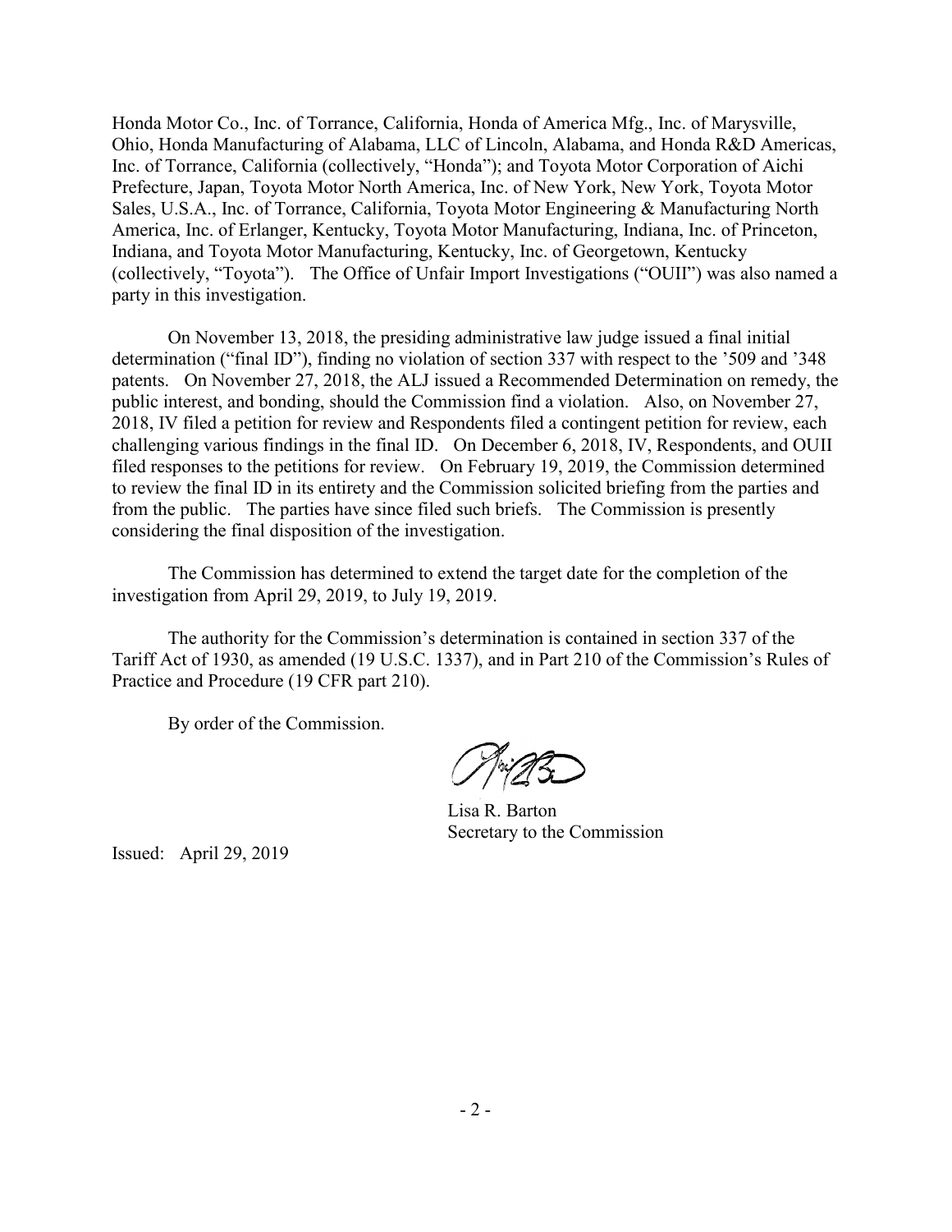Honda Motor Co., Inc. of Torrance, California, Honda of America Mfg., Inc. of Marysville, Ohio, Honda Manufacturing of Alabama, LLC of Lincoln, Alabama, and Honda R&D Americas, Inc. of Torrance, California (collectively, "Honda"); and Toyota Motor Corporation of Aichi Prefecture, Japan, Toyota Motor North America, Inc. of New York, New York, Toyota Motor Sales, U.S.A., Inc. of Torrance, California, Toyota Motor Engineering & Manufacturing North America, Inc. of Erlanger, Kentucky, Toyota Motor Manufacturing, Indiana, Inc. of Princeton, Indiana, and Toyota Motor Manufacturing, Kentucky, Inc. of Georgetown, Kentucky (collectively, "Toyota"). The Office of Unfair Import Investigations ("OUII") was also named a party in this investigation.

On November 13, 2018, the presiding administrative law judge issued a final initial determination ("final ID"), finding no violation of section 337 with respect to the '509 and '348 patents. On November 27, 2018, the ALJ issued a Recommended Determination on remedy, the public interest, and bonding, should the Commission find a violation. Also, on November 27, 2018, IV filed a petition for review and Respondents filed a contingent petition for review, each challenging various findings in the final ID. On December 6, 2018, IV, Respondents, and OUII filed responses to the petitions for review. On February 19, 2019, the Commission determined to review the final ID in its entirety and the Commission solicited briefing from the parties and from the public. The parties have since filed such briefs. The Commission is presently considering the final disposition of the investigation.

The Commission has determined to extend the target date for the completion of the investigation from April 29, 2019, to July 19, 2019.

The authority for the Commission's determination is contained in section 337 of the Tariff Act of 1930, as amended (19 U.S.C. 1337), and in Part 210 of the Commission's Rules of Practice and Procedure (19 CFR part 210).

By order of the Commission.

Lisa R. Barton
Secretary to the Commission

Issued: April 29, 2019